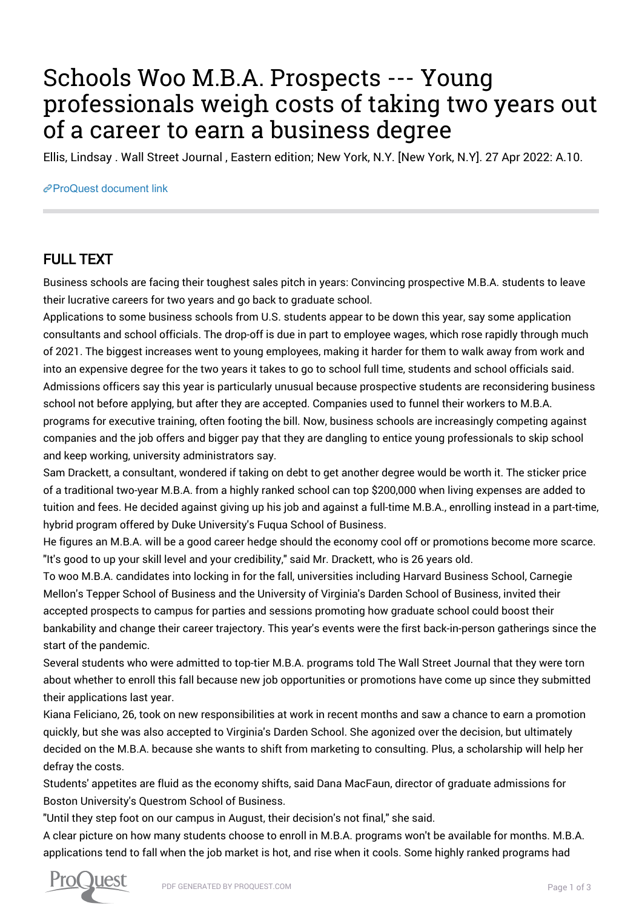# Schools Woo M.B.A. Prospects --- Young professionals weigh costs of taking two years out of a career to earn a business degree

Ellis, Lindsay . Wall Street Journal , Eastern edition; New York, N.Y. [New York, N.Y]. 27 Apr 2022: A.10.

ProQuest document link

## FULL TEXT

Business schools are facing their toughest sales pitch in years: Convincing prospective M.B.A. students to leave their lucrative careers for two years and go back to graduate school.

Applications to some business schools from U.S. students appear to be down this year, say some application consultants and school officials. The drop-off is due in part to employee wages, which rose rapidly through much of 2021. The biggest increases went to young employees, making it harder for them to walk away from work and into an expensive degree for the two years it takes to go to school full time, students and school officials said.

Admissions officers say this year is particularly unusual because prospective students are reconsidering business school not before applying, but after they are accepted. Companies used to funnel their workers to M.B.A. programs for executive training, often footing the bill. Now, business schools are increasingly competing against companies and the job offers and bigger pay that they are dangling to entice young professionals to skip school and keep working, university administrators say.

Sam Drackett, a consultant, wondered if taking on debt to get another degree would be worth it. The sticker price of a traditional two-year M.B.A. from a highly ranked school can top $200,000 when living expenses are added to tuition and fees. He decided against giving up his job and against a full-time M.B.A., enrolling instead in a part-time, hybrid program offered by Duke University's Fuqua School of Business.

He figures an M.B.A. will be a good career hedge should the economy cool off or promotions become more scarce. "It's good to up your skill level and your credibility," said Mr. Drackett, who is 26 years old.

To woo M.B.A. candidates into locking in for the fall, universities including Harvard Business School, Carnegie Mellon's Tepper School of Business and the University of Virginia's Darden School of Business, invited their accepted prospects to campus for parties and sessions promoting how graduate school could boost their bankability and change their career trajectory. This year's events were the first back-in-person gatherings since the start of the pandemic.

Several students who were admitted to top-tier M.B.A. programs told The Wall Street Journal that they were torn about whether to enroll this fall because new job opportunities or promotions have come up since they submitted their applications last year.

Kiana Feliciano, 26, took on new responsibilities at work in recent months and saw a chance to earn a promotion quickly, but she was also accepted to Virginia's Darden School. She agonized over the decision, but ultimately decided on the M.B.A. because she wants to shift from marketing to consulting. Plus, a scholarship will help her defray the costs.

Students' appetites are fluid as the economy shifts, said Dana MacFaun, director of graduate admissions for Boston University's Questrom School of Business.

"Until they step foot on our campus in August, their decision's not final," she said.

A clear picture on how many students choose to enroll in M.B.A. programs won't be available for months. M.B.A. applications tend to fall when the job market is hot, and rise when it cools. Some highly ranked programs had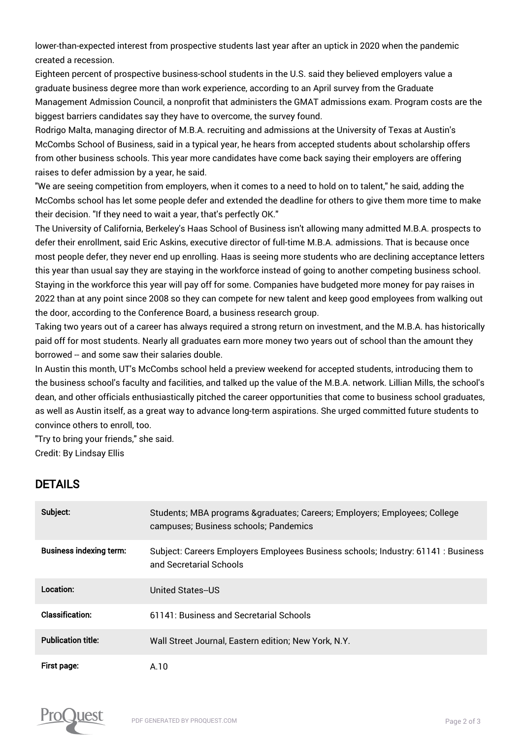lower-than-expected interest from prospective students last year after an uptick in 2020 when the pandemic created a recession.

Eighteen percent of prospective business-school students in the U.S. said they believed employers value a graduate business degree more than work experience, according to an April survey from the Graduate Management Admission Council, a nonprofit that administers the GMAT admissions exam. Program costs are the biggest barriers candidates say they have to overcome, the survey found.

Rodrigo Malta, managing director of M.B.A. recruiting and admissions at the University of Texas at Austin's McCombs School of Business, said in a typical year, he hears from accepted students about scholarship offers from other business schools. This year more candidates have come back saying their employers are offering raises to defer admission by a year, he said.

"We are seeing competition from employers, when it comes to a need to hold on to talent," he said, adding the McCombs school has let some people defer and extended the deadline for others to give them more time to make their decision. "If they need to wait a year, that's perfectly OK."

The University of California, Berkeley's Haas School of Business isn't allowing many admitted M.B.A. prospects to defer their enrollment, said Eric Askins, executive director of full-time M.B.A. admissions. That is because once most people defer, they never end up enrolling. Haas is seeing more students who are declining acceptance letters this year than usual say they are staying in the workforce instead of going to another competing business school.

Staying in the workforce this year will pay off for some. Companies have budgeted more money for pay raises in 2022 than at any point since 2008 so they can compete for new talent and keep good employees from walking out the door, according to the Conference Board, a business research group.

Taking two years out of a career has always required a strong return on investment, and the M.B.A. has historically paid off for most students. Nearly all graduates earn more money two years out of school than the amount they borrowed -- and some saw their salaries double.

In Austin this month, UT's McCombs school held a preview weekend for accepted students, introducing them to the business school's faculty and facilities, and talked up the value of the M.B.A. network. Lillian Mills, the school's dean, and other officials enthusiastically pitched the career opportunities that come to business school graduates, as well as Austin itself, as a great way to advance long-term aspirations. She urged committed future students to convince others to enroll, too.

"Try to bring your friends," she said.

Credit: By Lindsay Ellis

## DETAILS

| | |
|---|---|
| **Subject:** | Students; MBA programs &graduates; Careers; Employers; Employees; College campuses; Business schools; Pandemics |
| **Business indexing term:** | Subject: Careers Employers Employees Business schools; Industry: 61141 : Business and Secretarial Schools |
| **Location:** | United States--US |
| **Classification:** | 61141: Business and Secretarial Schools |
| **Publication title:** | Wall Street Journal, Eastern edition; New York, N.Y. |
| **First page:** | A.10 |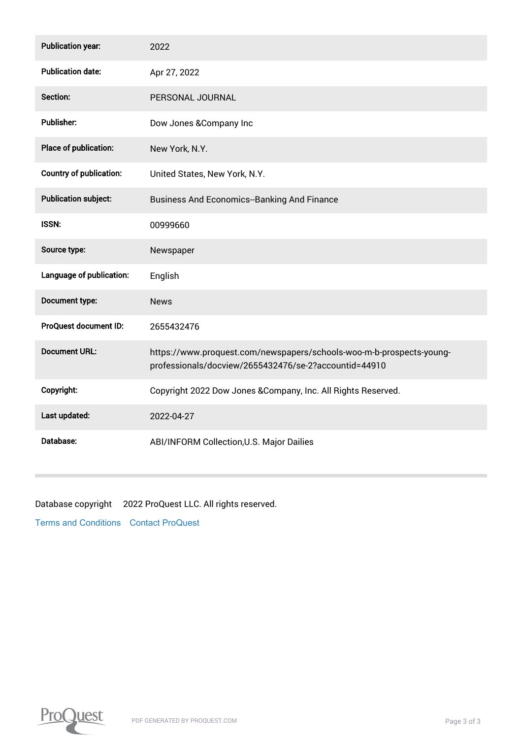| | |
|---|---|
| **Publication year:** | 2022 |
| **Publication date:** | Apr 27, 2022 |
| **Section:** | PERSONAL JOURNAL |
| **Publisher:** | Dow Jones &Company Inc |
| **Place of publication:** | New York, N.Y. |
| **Country of publication:** | United States, New York, N.Y. |
| **Publication subject:** | Business And Economics--Banking And Finance |
| **ISSN:** | 00999660 |
| **Source type:** | Newspaper |
| **Language of publication:** | English |
| **Document type:** | News |
| **ProQuest document ID:** | 2655432476 |
| **Document URL:** | https://www.proquest.com/newspapers/schools-woo-m-b-prospects-young-professionals/docview/2655432476/se-2?accountid=44910 |
| **Copyright:** | Copyright 2022 Dow Jones &Company, Inc. All Rights Reserved. |
| **Last updated:** | 2022-04-27 |
| **Database:** | ABI/INFORM Collection,U.S. Major Dailies |

Database copyright 2022 ProQuest LLC. All rights reserved.

Terms and Conditions Contact ProQuest